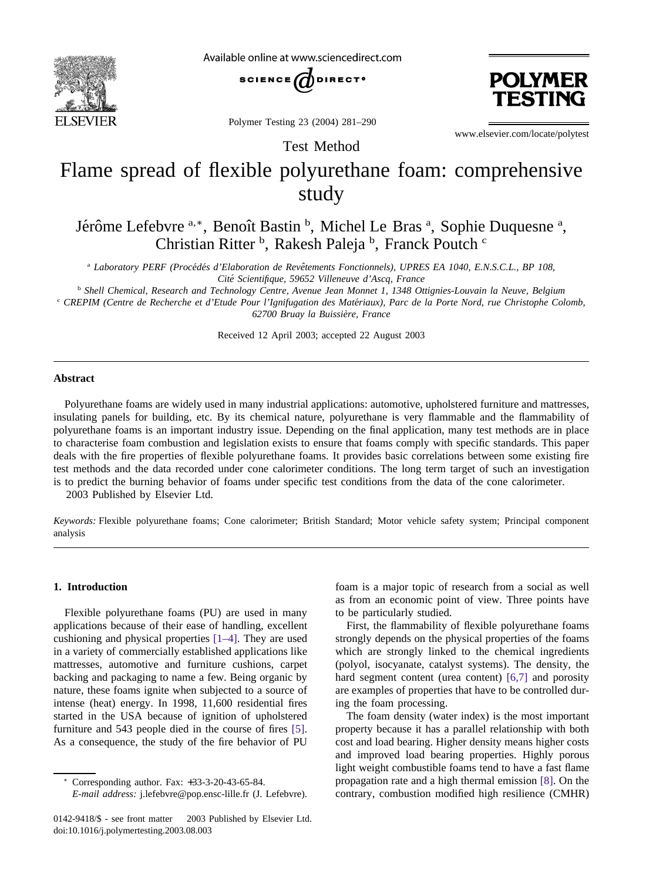Test Method

# Flame spread of flexible polyurethane foam: comprehensive study

Jérôme Lefebvre [a,*], Benoît Bastin [b], Michel Le Bras [a], Sophie Duquesne [a], Christian Ritter [b], Rakesh Paleja [b], Franck Poutch [c]

[a] Laboratory PERF (Procédés d'Elaboration de Revêtements Fonctionnels), UPRES EA 1040, E.N.S.C.L., BP 108, Cité Scientifique, 59652 Villeneuve d'Ascq, France

[b] Shell Chemical, Research and Technology Centre, Avenue Jean Monnet 1, 1348 Ottignies-Louvain la Neuve, Belgium

[c] CREPIM (Centre de Recherche et d'Etude Pour l'Ignifugation des Matériaux), Parc de la Porte Nord, rue Christophe Colomb, 62700 Bruay la Buissière, France

Received 12 April 2003; accepted 22 August 2003

## Abstract

Polyurethane foams are widely used in many industrial applications: automotive, upholstered furniture and mattresses, insulating panels for building, etc. By its chemical nature, polyurethane is very flammable and the flammability of polyurethane foams is an important industry issue. Depending on the final application, many test methods are in place to characterise foam combustion and legislation exists to ensure that foams comply with specific standards. This paper deals with the fire properties of flexible polyurethane foams. It provides basic correlations between some existing fire test methods and the data recorded under cone calorimeter conditions. The long term target of such an investigation is to predict the burning behavior of foams under specific test conditions from the data of the cone calorimeter.

2003 Published by Elsevier Ltd.

*Keywords:* Flexible polyurethane foams; Cone calorimeter; British Standard; Motor vehicle safety system; Principal component analysis

## 1. Introduction

Flexible polyurethane foams (PU) are used in many applications because of their ease of handling, excellent cushioning and physical properties [1–4]. They are used in a variety of commercially established applications like mattresses, automotive and furniture cushions, carpet backing and packaging to name a few. Being organic by nature, these foams ignite when subjected to a source of intense (heat) energy. In 1998, 11,600 residential fires started in the USA because of ignition of upholstered furniture and 543 people died in the course of fires [5]. As a consequence, the study of the fire behavior of PU foam is a major topic of research from a social as well as from an economic point of view. Three points have to be particularly studied.

First, the flammability of flexible polyurethane foams strongly depends on the physical properties of the foams which are strongly linked to the chemical ingredients (polyol, isocyanate, catalyst systems). The density, the hard segment content (urea content) [6,7] and porosity are examples of properties that have to be controlled during the foam processing.

The foam density (water index) is the most important property because it has a parallel relationship with both cost and load bearing. Higher density means higher costs and improved load bearing properties. Highly porous light weight combustible foams tend to have a fast flame propagation rate and a high thermal emission [8]. On the contrary, combustion modified high resilience (CMHR)

\* Corresponding author. Fax: +33-3-20-43-65-84.
*E-mail address:* j.lefebvre@pop.ensc-lille.fr (J. Lefebvre).

0142-9418/$ - see front matter 2003 Published by Elsevier Ltd.
doi:10.1016/j.polymertesting.2003.08.003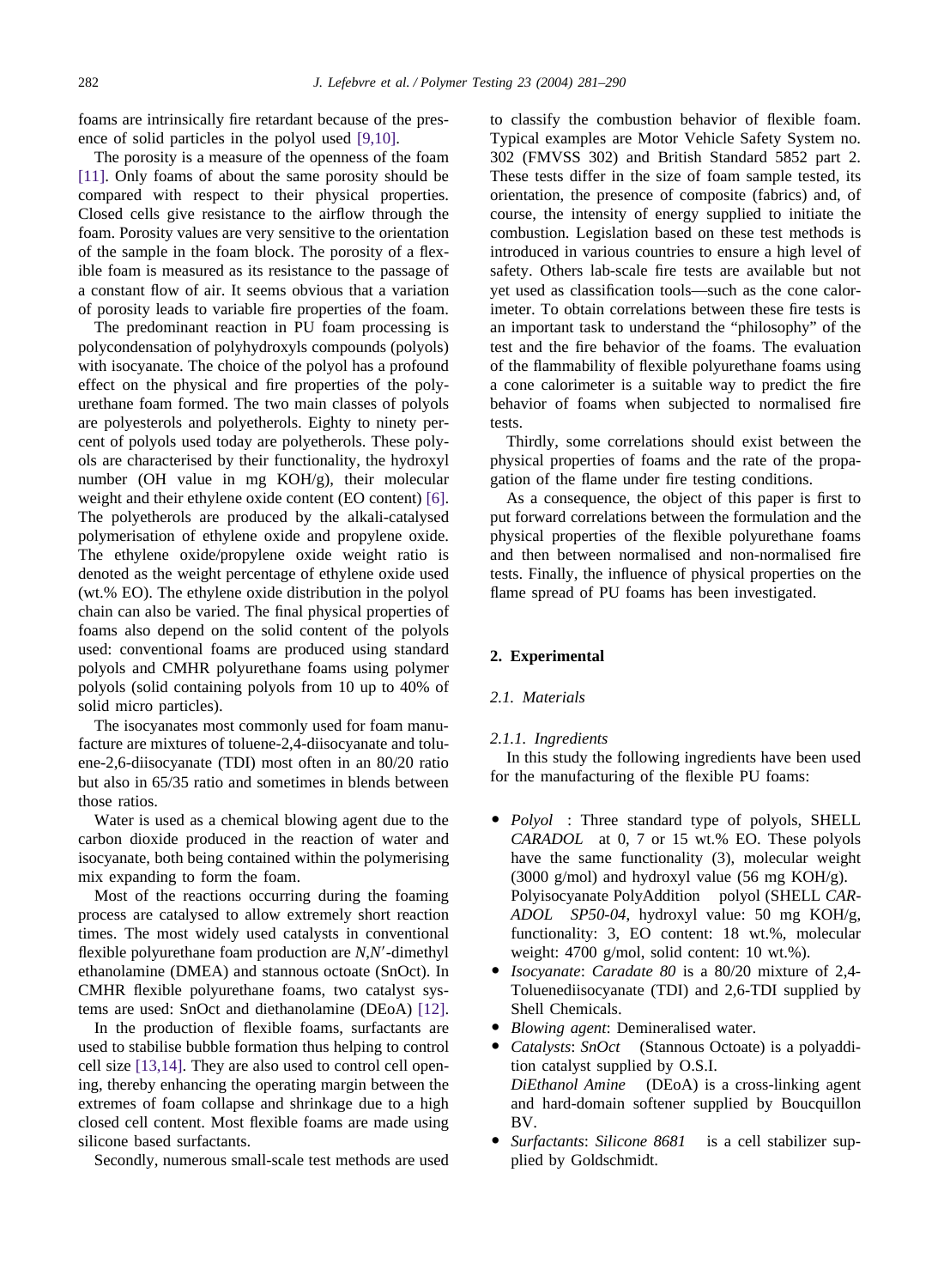foams are intrinsically fire retardant because of the presence of solid particles in the polyol used [9,10].

The porosity is a measure of the openness of the foam [11]. Only foams of about the same porosity should be compared with respect to their physical properties. Closed cells give resistance to the airflow through the foam. Porosity values are very sensitive to the orientation of the sample in the foam block. The porosity of a flexible foam is measured as its resistance to the passage of a constant flow of air. It seems obvious that a variation of porosity leads to variable fire properties of the foam.

The predominant reaction in PU foam processing is polycondensation of polyhydroxyls compounds (polyols) with isocyanate. The choice of the polyol has a profound effect on the physical and fire properties of the polyurethane foam formed. The two main classes of polyols are polyesterols and polyetherols. Eighty to ninety percent of polyols used today are polyetherols. These polyols are characterised by their functionality, the hydroxyl number (OH value in mg KOH/g), their molecular weight and their ethylene oxide content (EO content) [6]. The polyetherols are produced by the alkali-catalysed polymerisation of ethylene oxide and propylene oxide. The ethylene oxide/propylene oxide weight ratio is denoted as the weight percentage of ethylene oxide used (wt.% EO). The ethylene oxide distribution in the polyol chain can also be varied. The final physical properties of foams also depend on the solid content of the polyols used: conventional foams are produced using standard polyols and CMHR polyurethane foams using polymer polyols (solid containing polyols from 10 up to 40% of solid micro particles).

The isocyanates most commonly used for foam manufacture are mixtures of toluene-2,4-diisocyanate and toluene-2,6-diisocyanate (TDI) most often in an 80/20 ratio but also in 65/35 ratio and sometimes in blends between those ratios.

Water is used as a chemical blowing agent due to the carbon dioxide produced in the reaction of water and isocyanate, both being contained within the polymerising mix expanding to form the foam.

Most of the reactions occurring during the foaming process are catalysed to allow extremely short reaction times. The most widely used catalysts in conventional flexible polyurethane foam production are *N*,*N*′-dimethyl ethanolamine (DMEA) and stannous octoate (SnOct). In CMHR flexible polyurethane foams, two catalyst systems are used: SnOct and diethanolamine (DEoA) [12].

In the production of flexible foams, surfactants are used to stabilise bubble formation thus helping to control cell size [13,14]. They are also used to control cell opening, thereby enhancing the operating margin between the extremes of foam collapse and shrinkage due to a high closed cell content. Most flexible foams are made using silicone based surfactants.

Secondly, numerous small-scale test methods are used to classify the combustion behavior of flexible foam. Typical examples are Motor Vehicle Safety System no. 302 (FMVSS 302) and British Standard 5852 part 2. These tests differ in the size of foam sample tested, its orientation, the presence of composite (fabrics) and, of course, the intensity of energy supplied to initiate the combustion. Legislation based on these test methods is introduced in various countries to ensure a high level of safety. Others lab-scale fire tests are available but not yet used as classification tools—such as the cone calorimeter. To obtain correlations between these fire tests is an important task to understand the "philosophy" of the test and the fire behavior of the foams. The evaluation of the flammability of flexible polyurethane foams using a cone calorimeter is a suitable way to predict the fire behavior of foams when subjected to normalised fire tests.

Thirdly, some correlations should exist between the physical properties of foams and the rate of the propagation of the flame under fire testing conditions.

As a consequence, the object of this paper is first to put forward correlations between the formulation and the physical properties of the flexible polyurethane foams and then between normalised and non-normalised fire tests. Finally, the influence of physical properties on the flame spread of PU foams has been investigated.

## 2. Experimental

### 2.1. Materials

#### 2.1.1. Ingredients

In this study the following ingredients have been used for the manufacturing of the flexible PU foams:

- *Polyol* : Three standard type of polyols, SHELL *CARADOL* at 0, 7 or 15 wt.% EO. These polyols have the same functionality (3), molecular weight (3000 g/mol) and hydroxyl value (56 mg KOH/g). Polyisocyanate PolyAddition polyol (SHELL *CARADOL SP50-04*, hydroxyl value: 50 mg KOH/g, functionality: 3, EO content: 18 wt.%, molecular weight: 4700 g/mol, solid content: 10 wt.%).
- *Isocyanate*: *Caradate 80* is a 80/20 mixture of 2,4-Toluenediisocyanate (TDI) and 2,6-TDI supplied by Shell Chemicals.
- *Blowing agent*: Demineralised water.
- *Catalysts*: *SnOct* (Stannous Octoate) is a polyaddition catalyst supplied by O.S.I.
  *DiEthanol Amine* (DEoA) is a cross-linking agent and hard-domain softener supplied by Boucquillon BV.
- *Surfactants*: *Silicone 8681* is a cell stabilizer supplied by Goldschmidt.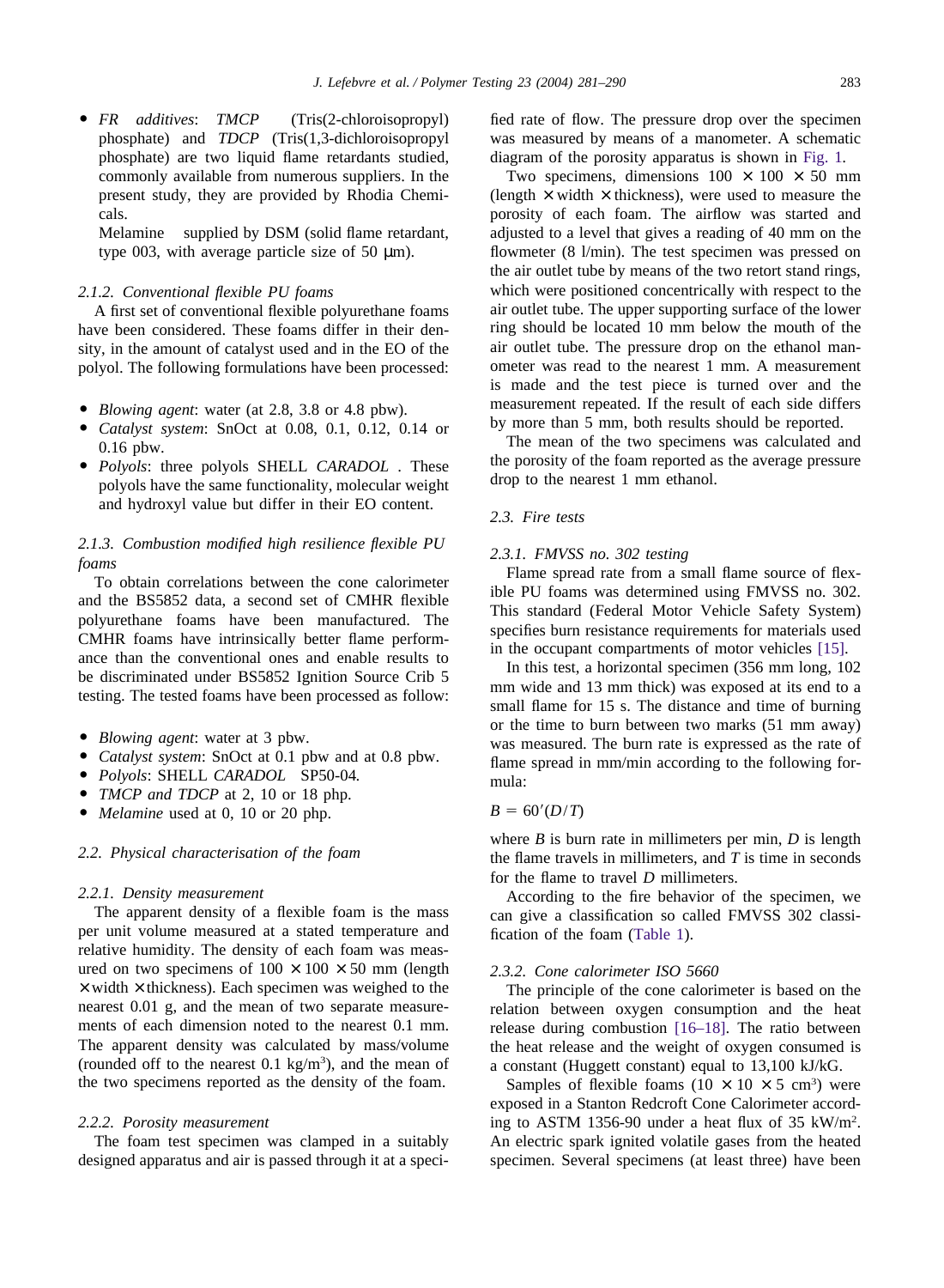- *FR additives*: *TMCP* (Tris(2-chloroisopropyl) phosphate) and *TDCP* (Tris(1,3-dichloroisopropyl phosphate) are two liquid flame retardants studied, commonly available from numerous suppliers. In the present study, they are provided by Rhodia Chemicals.

  Melamine supplied by DSM (solid flame retardant, type 003, with average particle size of 50 μm).

#### 2.1.2. Conventional flexible PU foams

A first set of conventional flexible polyurethane foams have been considered. These foams differ in their density, in the amount of catalyst used and in the EO of the polyol. The following formulations have been processed:

- *Blowing agent*: water (at 2.8, 3.8 or 4.8 pbw).
- *Catalyst system*: SnOct at 0.08, 0.1, 0.12, 0.14 or 0.16 pbw.
- *Polyols*: three polyols SHELL *CARADOL*. These polyols have the same functionality, molecular weight and hydroxyl value but differ in their EO content.

#### 2.1.3. Combustion modified high resilience flexible PU foams

To obtain correlations between the cone calorimeter and the BS5852 data, a second set of CMHR flexible polyurethane foams have been manufactured. The CMHR foams have intrinsically better flame performance than the conventional ones and enable results to be discriminated under BS5852 Ignition Source Crib 5 testing. The tested foams have been processed as follow:

- *Blowing agent*: water at 3 pbw.
- *Catalyst system*: SnOct at 0.1 pbw and at 0.8 pbw.
- *Polyols*: SHELL *CARADOL* SP50-04.
- *TMCP and TDCP* at 2, 10 or 18 php.
- *Melamine* used at 0, 10 or 20 php.

### 2.2. Physical characterisation of the foam

#### 2.2.1. Density measurement

The apparent density of a flexible foam is the mass per unit volume measured at a stated temperature and relative humidity. The density of each foam was measured on two specimens of 100 × 100 × 50 mm (length × width × thickness). Each specimen was weighed to the nearest 0.01 g, and the mean of two separate measurements of each dimension noted to the nearest 0.1 mm. The apparent density was calculated by mass/volume (rounded off to the nearest 0.1 kg/m$^3$), and the mean of the two specimens reported as the density of the foam.

#### 2.2.2. Porosity measurement

The foam test specimen was clamped in a suitably designed apparatus and air is passed through it at a specified rate of flow. The pressure drop over the specimen was measured by means of a manometer. A schematic diagram of the porosity apparatus is shown in Fig. 1.

Two specimens, dimensions 100 × 100 × 50 mm (length × width × thickness), were used to measure the porosity of each foam. The airflow was started and adjusted to a level that gives a reading of 40 mm on the flowmeter (8 l/min). The test specimen was pressed on the air outlet tube by means of the two retort stand rings, which were positioned concentrically with respect to the air outlet tube. The upper supporting surface of the lower ring should be located 10 mm below the mouth of the air outlet tube. The pressure drop on the ethanol manometer was read to the nearest 1 mm. A measurement is made and the test piece is turned over and the measurement repeated. If the result of each side differs by more than 5 mm, both results should be reported.

The mean of the two specimens was calculated and the porosity of the foam reported as the average pressure drop to the nearest 1 mm ethanol.

### 2.3. Fire tests

#### 2.3.1. FMVSS no. 302 testing

Flame spread rate from a small flame source of flexible PU foams was determined using FMVSS no. 302. This standard (Federal Motor Vehicle Safety System) specifies burn resistance requirements for materials used in the occupant compartments of motor vehicles [15].

In this test, a horizontal specimen (356 mm long, 102 mm wide and 13 mm thick) was exposed at its end to a small flame for 15 s. The distance and time of burning or the time to burn between two marks (51 mm away) was measured. The burn rate is expressed as the rate of flame spread in mm/min according to the following formula:

$$B = 60'(D/T)$$

where $B$ is burn rate in millimeters per min, $D$ is length the flame travels in millimeters, and $T$ is time in seconds for the flame to travel $D$ millimeters.

According to the fire behavior of the specimen, we can give a classification so called FMVSS 302 classification of the foam (Table 1).

#### 2.3.2. Cone calorimeter ISO 5660

The principle of the cone calorimeter is based on the relation between oxygen consumption and the heat release during combustion [16–18]. The ratio between the heat release and the weight of oxygen consumed is a constant (Huggett constant) equal to 13,100 kJ/kG.

Samples of flexible foams (10 × 10 × 5 cm$^3$) were exposed in a Stanton Redcroft Cone Calorimeter according to ASTM 1356-90 under a heat flux of 35 kW/m$^2$. An electric spark ignited volatile gases from the heated specimen. Several specimens (at least three) have been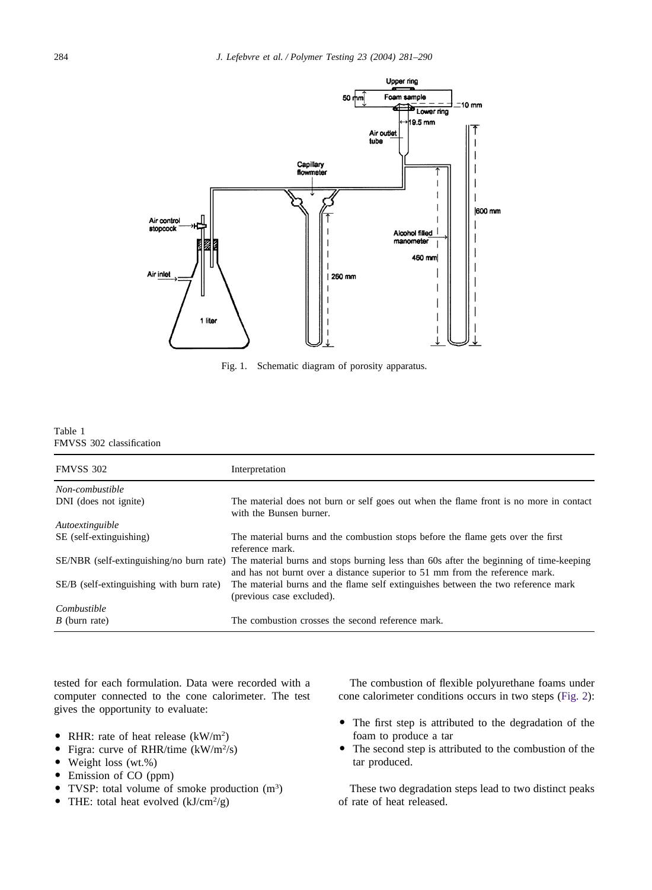Fig. 1. Schematic diagram of porosity apparatus.

Table 1
FMVSS 302 classification

| FMVSS 302 | Interpretation |
|---|---|
| *Non-combustible* | |
| DNI (does not ignite) | The material does not burn or self goes out when the flame front is no more in contact with the Bunsen burner. |
| *Autoextinguible* | |
| SE (self-extinguishing) | The material burns and the combustion stops before the flame gets over the first reference mark. |
| SE/NBR (self-extinguishing/no burn rate) | The material burns and stops burning less than 60s after the beginning of time-keeping and has not burnt over a distance superior to 51 mm from the reference mark. |
| SE/B (self-extinguishing with burn rate) | The material burns and the flame self extinguishes between the two reference mark (previous case excluded). |
| *Combustible* | |
| *B* (burn rate) | The combustion crosses the second reference mark. |

tested for each formulation. Data were recorded with a computer connected to the cone calorimeter. The test gives the opportunity to evaluate:

- RHR: rate of heat release ($kW/m^2$)
- Figra: curve of RHR/time ($kW/m^2/s$)
- Weight loss (wt.%)
- Emission of CO (ppm)
- TVSP: total volume of smoke production ($m^3$)
- THE: total heat evolved ($kJ/cm^2/g$)

The combustion of flexible polyurethane foams under cone calorimeter conditions occurs in two steps (Fig. 2):

- The first step is attributed to the degradation of the foam to produce a tar
- The second step is attributed to the combustion of the tar produced.

These two degradation steps lead to two distinct peaks of rate of heat released.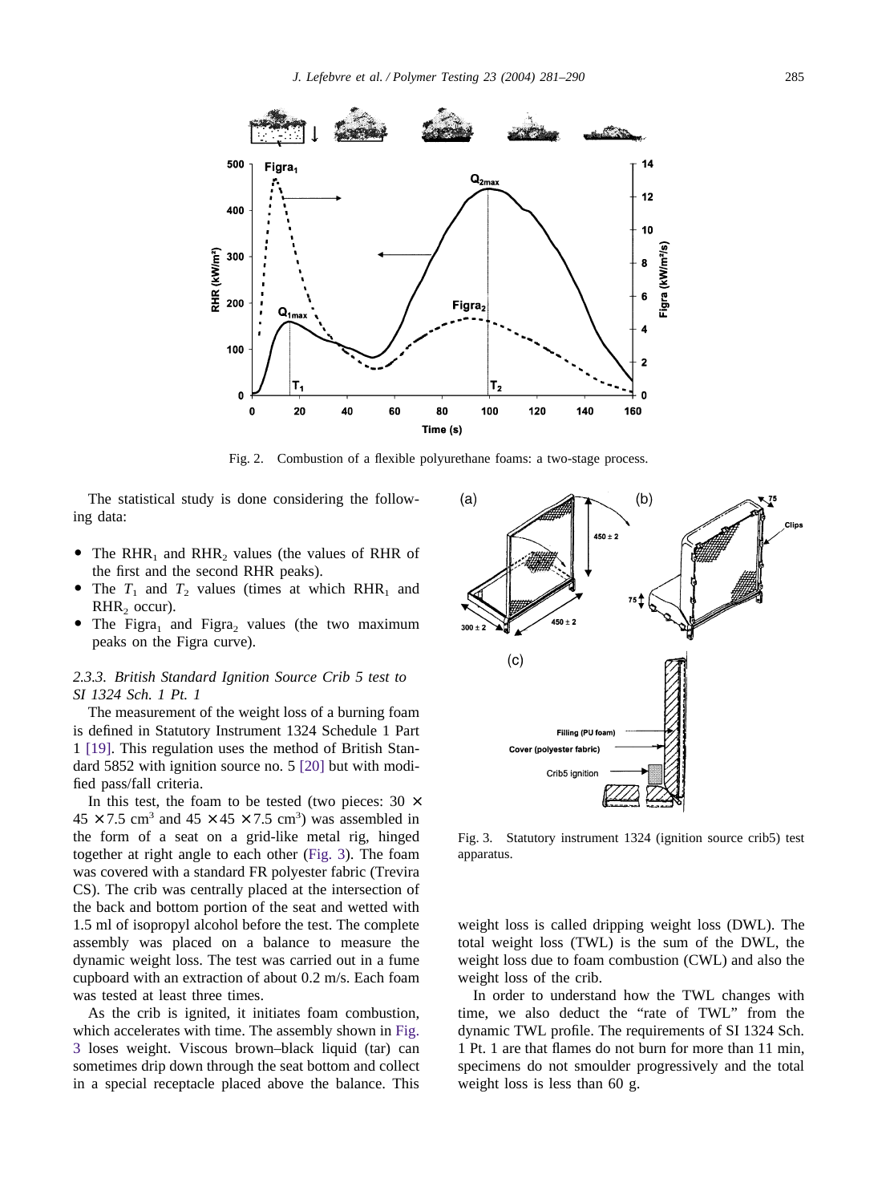Fig. 2. Combustion of a flexible polyurethane foams: a two-stage process.

The statistical study is done considering the following data:

- The $RHR_1$ and $RHR_2$ values (the values of RHR of the first and the second RHR peaks).
- The $T_1$ and $T_2$ values (times at which $RHR_1$ and $RHR_2$ occur).
- The $Figra_1$ and $Figra_2$ values (the two maximum peaks on the Figra curve).

### 2.3.3. British Standard Ignition Source Crib 5 test to SI 1324 Sch. 1 Pt. 1

The measurement of the weight loss of a burning foam is defined in Statutory Instrument 1324 Schedule 1 Part 1 [19]. This regulation uses the method of British Standard 5852 with ignition source no. 5 [20] but with modified pass/fall criteria.

In this test, the foam to be tested (two pieces: 30 × 45 × 7.5 cm³ and 45 × 45 × 7.5 cm³) was assembled in the form of a seat on a grid-like metal rig, hinged together at right angle to each other (Fig. 3). The foam was covered with a standard FR polyester fabric (Trevira CS). The crib was centrally placed at the intersection of the back and bottom portion of the seat and wetted with 1.5 ml of isopropyl alcohol before the test. The complete assembly was placed on a balance to measure the dynamic weight loss. The test was carried out in a fume cupboard with an extraction of about 0.2 m/s. Each foam was tested at least three times.

As the crib is ignited, it initiates foam combustion, which accelerates with time. The assembly shown in Fig. 3 loses weight. Viscous brown–black liquid (tar) can sometimes drip down through the seat bottom and collect in a special receptacle placed above the balance. This weight loss is called dripping weight loss (DWL). The total weight loss (TWL) is the sum of the DWL, the weight loss due to foam combustion (CWL) and also the weight loss of the crib.

Fig. 3. Statutory instrument 1324 (ignition source crib5) test apparatus.

In order to understand how the TWL changes with time, we also deduct the "rate of TWL" from the dynamic TWL profile. The requirements of SI 1324 Sch. 1 Pt. 1 are that flames do not burn for more than 11 min, specimens do not smoulder progressively and the total weight loss is less than 60 g.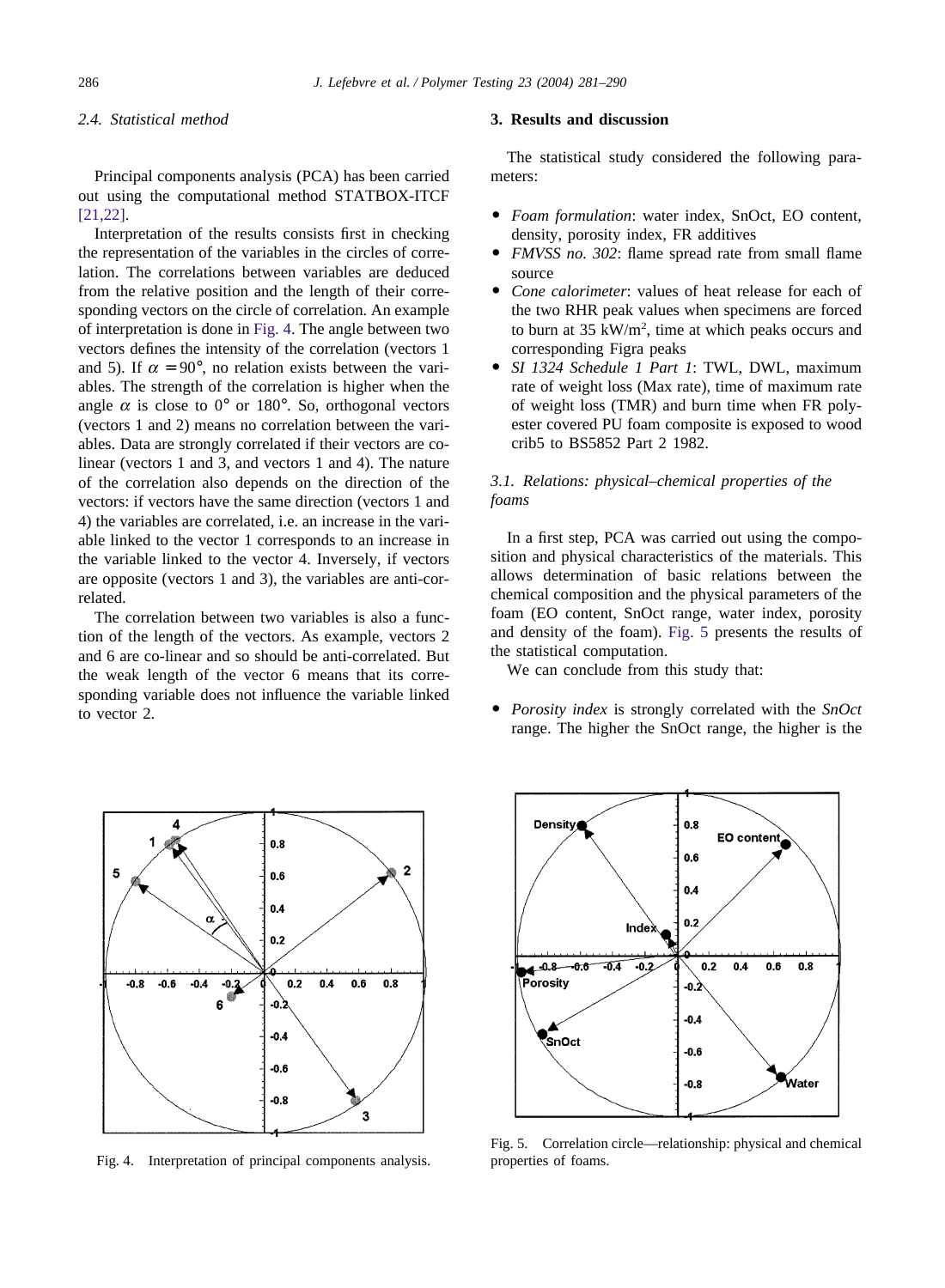### 2.4. Statistical method

Principal components analysis (PCA) has been carried out using the computational method STATBOX-ITCF [21,22].

Interpretation of the results consists first in checking the representation of the variables in the circles of correlation. The correlations between variables are deduced from the relative position and the length of their corresponding vectors on the circle of correlation. An example of interpretation is done in Fig. 4. The angle between two vectors defines the intensity of the correlation (vectors 1 and 5). If $\alpha = 90°$, no relation exists between the variables. The strength of the correlation is higher when the angle $\alpha$ is close to 0° or 180°. So, orthogonal vectors (vectors 1 and 2) means no correlation between the variables. Data are strongly correlated if their vectors are co-linear (vectors 1 and 3, and vectors 1 and 4). The nature of the correlation also depends on the direction of the vectors: if vectors have the same direction (vectors 1 and 4) the variables are correlated, i.e. an increase in the variable linked to the vector 1 corresponds to an increase in the variable linked to the vector 4. Inversely, if vectors are opposite (vectors 1 and 3), the variables are anti-correlated.

The correlation between two variables is also a function of the length of the vectors. As example, vectors 2 and 6 are co-linear and so should be anti-correlated. But the weak length of the vector 6 means that its corresponding variable does not influence the variable linked to vector 2.

Fig. 4. Interpretation of principal components analysis.

## 3. Results and discussion

The statistical study considered the following parameters:

- *Foam formulation*: water index, SnOct, EO content, density, porosity index, FR additives
- *FMVSS no. 302*: flame spread rate from small flame source
- *Cone calorimeter*: values of heat release for each of the two RHR peak values when specimens are forced to burn at 35 kW/m², time at which peaks occurs and corresponding Figra peaks
- *SI 1324 Schedule 1 Part 1*: TWL, DWL, maximum rate of weight loss (Max rate), time of maximum rate of weight loss (TMR) and burn time when FR polyester covered PU foam composite is exposed to wood crib5 to BS5852 Part 2 1982.

### 3.1. Relations: physical–chemical properties of the foams

In a first step, PCA was carried out using the composition and physical characteristics of the materials. This allows determination of basic relations between the chemical composition and the physical parameters of the foam (EO content, SnOct range, water index, porosity and density of the foam). Fig. 5 presents the results of the statistical computation.

We can conclude from this study that:

- *Porosity index* is strongly correlated with the *SnOct* range. The higher the SnOct range, the higher is the

Fig. 5. Correlation circle—relationship: physical and chemical properties of foams.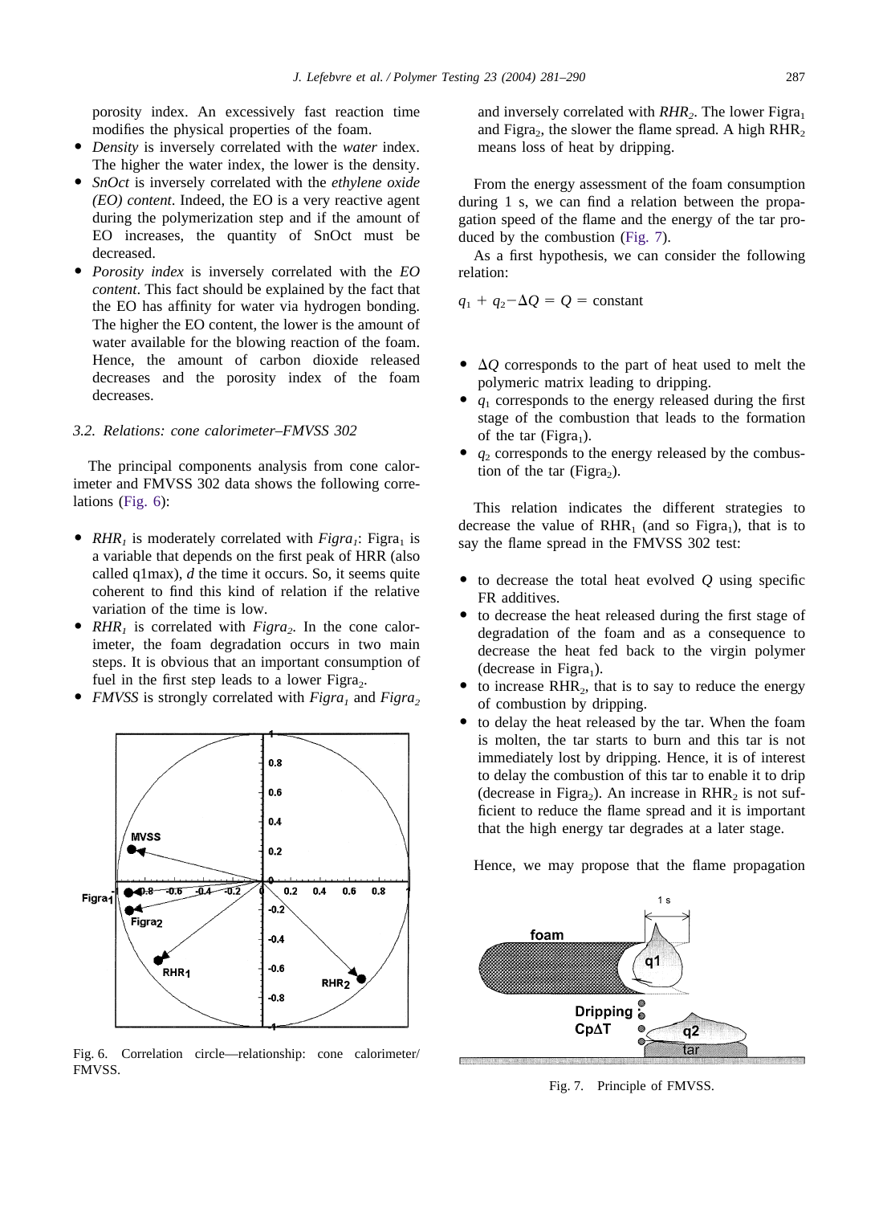porosity index. An excessively fast reaction time modifies the physical properties of the foam.

- *Density* is inversely correlated with the *water* index. The higher the water index, the lower is the density.
- *SnOct* is inversely correlated with the *ethylene oxide (EO) content*. Indeed, the EO is a very reactive agent during the polymerization step and if the amount of EO increases, the quantity of SnOct must be decreased.
- *Porosity index* is inversely correlated with the *EO content*. This fact should be explained by the fact that the EO has affinity for water via hydrogen bonding. The higher the EO content, the lower is the amount of water available for the blowing reaction of the foam. Hence, the amount of carbon dioxide released decreases and the porosity index of the foam decreases.

### 3.2. Relations: cone calorimeter–FMVSS 302

The principal components analysis from cone calorimeter and FMVSS 302 data shows the following correlations (Fig. 6):

- *$RHR_1$* is moderately correlated with *$Figra_1$*: $Figra_1$ is a variable that depends on the first peak of HRR (also called q1max), *d* the time it occurs. So, it seems quite coherent to find this kind of relation if the relative variation of the time is low.
- *$RHR_1$* is correlated with *$Figra_2$*. In the cone calorimeter, the foam degradation occurs in two main steps. It is obvious that an important consumption of fuel in the first step leads to a lower $Figra_2$.
- *FMVSS* is strongly correlated with *$Figra_1$* and *$Figra_2$* and inversely correlated with *$RHR_2$*. The lower $Figra_1$ and $Figra_2$, the slower the flame spread. A high $RHR_2$ means loss of heat by dripping.

Fig. 6. Correlation circle—relationship: cone calorimeter/FMVSS.

From the energy assessment of the foam consumption during 1 s, we can find a relation between the propagation speed of the flame and the energy of the tar produced by the combustion (Fig. 7).

As a first hypothesis, we can consider the following relation:

$$q_1 + q_2 - \Delta Q = Q = \text{constant}$$

- $\Delta Q$ corresponds to the part of heat used to melt the polymeric matrix leading to dripping.
- $q_1$ corresponds to the energy released during the first stage of the combustion that leads to the formation of the tar ($Figra_1$).
- $q_2$ corresponds to the energy released by the combustion of the tar ($Figra_2$).

This relation indicates the different strategies to decrease the value of $RHR_1$ (and so $Figra_1$), that is to say the flame spread in the FMVSS 302 test:

- to decrease the total heat evolved $Q$ using specific FR additives.
- to decrease the heat released during the first stage of degradation of the foam and as a consequence to decrease the heat fed back to the virgin polymer (decrease in $Figra_1$).
- to increase $RHR_2$, that is to say to reduce the energy of combustion by dripping.
- to delay the heat released by the tar. When the foam is molten, the tar starts to burn and this tar is not immediately lost by dripping. Hence, it is of interest to delay the combustion of this tar to enable it to drip (decrease in $Figra_2$). An increase in $RHR_2$ is not sufficient to reduce the flame spread and it is important that the high energy tar degrades at a later stage.

Hence, we may propose that the flame propagation

Fig. 7. Principle of FMVSS.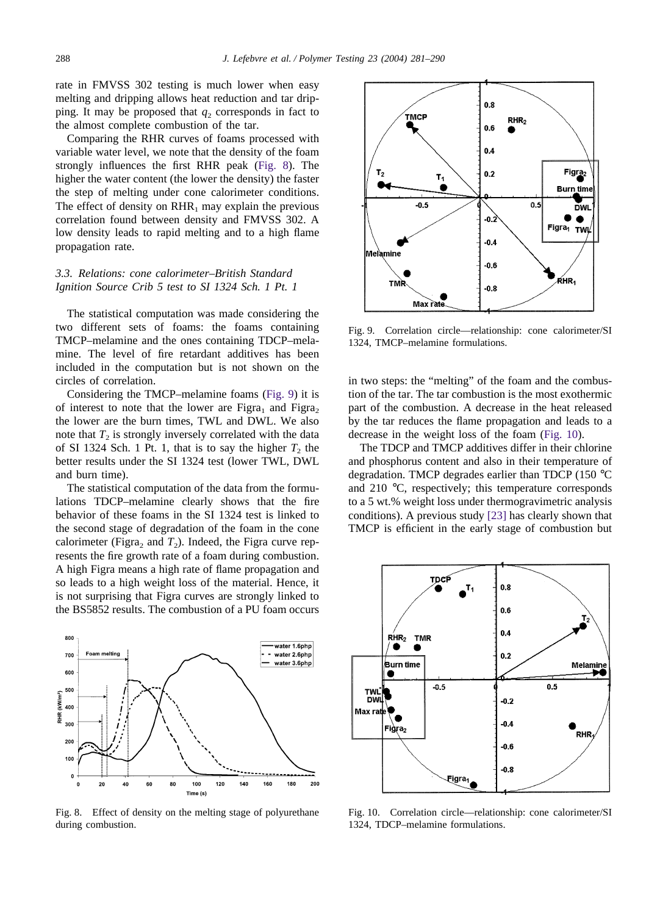rate in FMVSS 302 testing is much lower when easy melting and dripping allows heat reduction and tar dripping. It may be proposed that $q_2$ corresponds in fact to the almost complete combustion of the tar.

Comparing the RHR curves of foams processed with variable water level, we note that the density of the foam strongly influences the first RHR peak (Fig. 8). The higher the water content (the lower the density) the faster the step of melting under cone calorimeter conditions. The effect of density on $RHR_1$ may explain the previous correlation found between density and FMVSS 302. A low density leads to rapid melting and to a high flame propagation rate.

### 3.3. Relations: cone calorimeter–British Standard Ignition Source Crib 5 test to SI 1324 Sch. 1 Pt. 1

The statistical computation was made considering the two different sets of foams: the foams containing TMCP–melamine and the ones containing TDCP–melamine. The level of fire retardant additives has been included in the computation but is not shown on the circles of correlation.

Considering the TMCP–melamine foams (Fig. 9) it is of interest to note that the lower are $Figra_1$ and $Figra_2$ the lower are the burn times, TWL and DWL. We also note that $T_2$ is strongly inversely correlated with the data of SI 1324 Sch. 1 Pt. 1, that is to say the higher $T_2$ the better results under the SI 1324 test (lower TWL, DWL and burn time).

The statistical computation of the data from the formulations TDCP–melamine clearly shows that the fire behavior of these foams in the SI 1324 test is linked to the second stage of degradation of the foam in the cone calorimeter ($Figra_2$ and $T_2$). Indeed, the Figra curve represents the fire growth rate of a foam during combustion. A high Figra means a high rate of flame propagation and so leads to a high weight loss of the material. Hence, it is not surprising that Figra curves are strongly linked to the BS5852 results. The combustion of a PU foam occurs in two steps: the "melting" of the foam and the combustion of the tar. The tar combustion is the most exothermic part of the combustion. A decrease in the heat released by the tar reduces the flame propagation and leads to a decrease in the weight loss of the foam (Fig. 10).

The TDCP and TMCP additives differ in their chlorine and phosphorus content and also in their temperature of degradation. TMCP degrades earlier than TDCP (150 °C and 210 °C, respectively; this temperature corresponds to a 5 wt.% weight loss under thermogravimetric analysis conditions). A previous study [23] has clearly shown that TMCP is efficient in the early stage of combustion but

Fig. 8. Effect of density on the melting stage of polyurethane during combustion.

Fig. 9. Correlation circle—relationship: cone calorimeter/SI 1324, TMCP–melamine formulations.

Fig. 10. Correlation circle—relationship: cone calorimeter/SI 1324, TDCP–melamine formulations.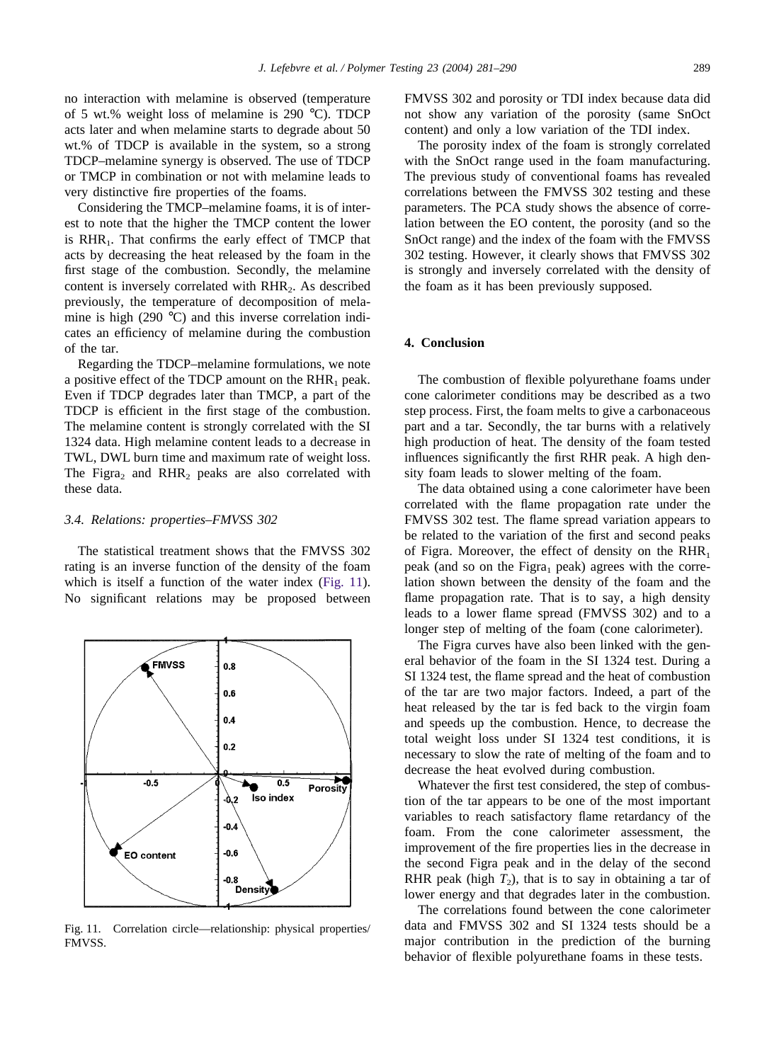no interaction with melamine is observed (temperature of 5 wt.% weight loss of melamine is 290 °C). TDCP acts later and when melamine starts to degrade about 50 wt.% of TDCP is available in the system, so a strong TDCP–melamine synergy is observed. The use of TDCP or TMCP in combination or not with melamine leads to very distinctive fire properties of the foams.

Considering the TMCP–melamine foams, it is of interest to note that the higher the TMCP content the lower is $RHR_1$. That confirms the early effect of TMCP that acts by decreasing the heat released by the foam in the first stage of the combustion. Secondly, the melamine content is inversely correlated with $RHR_2$. As described previously, the temperature of decomposition of melamine is high (290 °C) and this inverse correlation indicates an efficiency of melamine during the combustion of the tar.

Regarding the TDCP–melamine formulations, we note a positive effect of the TDCP amount on the $RHR_1$ peak. Even if TDCP degrades later than TMCP, a part of the TDCP is efficient in the first stage of the combustion. The melamine content is strongly correlated with the SI 1324 data. High melamine content leads to a decrease in TWL, DWL burn time and maximum rate of weight loss. The $Figra_2$ and $RHR_2$ peaks are also correlated with these data.

### 3.4. Relations: properties–FMVSS 302

The statistical treatment shows that the FMVSS 302 rating is an inverse function of the density of the foam which is itself a function of the water index (Fig. 11). No significant relations may be proposed between FMVSS 302 and porosity or TDI index because data did not show any variation of the porosity (same SnOct content) and only a low variation of the TDI index.

Fig. 11. Correlation circle—relationship: physical properties/ FMVSS.

The porosity index of the foam is strongly correlated with the SnOct range used in the foam manufacturing. The previous study of conventional foams has revealed correlations between the FMVSS 302 testing and these parameters. The PCA study shows the absence of correlation between the EO content, the porosity (and so the SnOct range) and the index of the foam with the FMVSS 302 testing. However, it clearly shows that FMVSS 302 is strongly and inversely correlated with the density of the foam as it has been previously supposed.

## 4. Conclusion

The combustion of flexible polyurethane foams under cone calorimeter conditions may be described as a two step process. First, the foam melts to give a carbonaceous part and a tar. Secondly, the tar burns with a relatively high production of heat. The density of the foam tested influences significantly the first RHR peak. A high density foam leads to slower melting of the foam.

The data obtained using a cone calorimeter have been correlated with the flame propagation rate under the FMVSS 302 test. The flame spread variation appears to be related to the variation of the first and second peaks of Figra. Moreover, the effect of density on the $RHR_1$ peak (and so on the $Figra_1$ peak) agrees with the correlation shown between the density of the foam and the flame propagation rate. That is to say, a high density leads to a lower flame spread (FMVSS 302) and to a longer step of melting of the foam (cone calorimeter).

The Figra curves have also been linked with the general behavior of the foam in the SI 1324 test. During a SI 1324 test, the flame spread and the heat of combustion of the tar are two major factors. Indeed, a part of the heat released by the tar is fed back to the virgin foam and speeds up the combustion. Hence, to decrease the total weight loss under SI 1324 test conditions, it is necessary to slow the rate of melting of the foam and to decrease the heat evolved during combustion.

Whatever the first test considered, the step of combustion of the tar appears to be one of the most important variables to reach satisfactory flame retardancy of the foam. From the cone calorimeter assessment, the improvement of the fire properties lies in the decrease in the second Figra peak and in the delay of the second RHR peak (high $T_2$), that is to say in obtaining a tar of lower energy and that degrades later in the combustion.

The correlations found between the cone calorimeter data and FMVSS 302 and SI 1324 tests should be a major contribution in the prediction of the burning behavior of flexible polyurethane foams in these tests.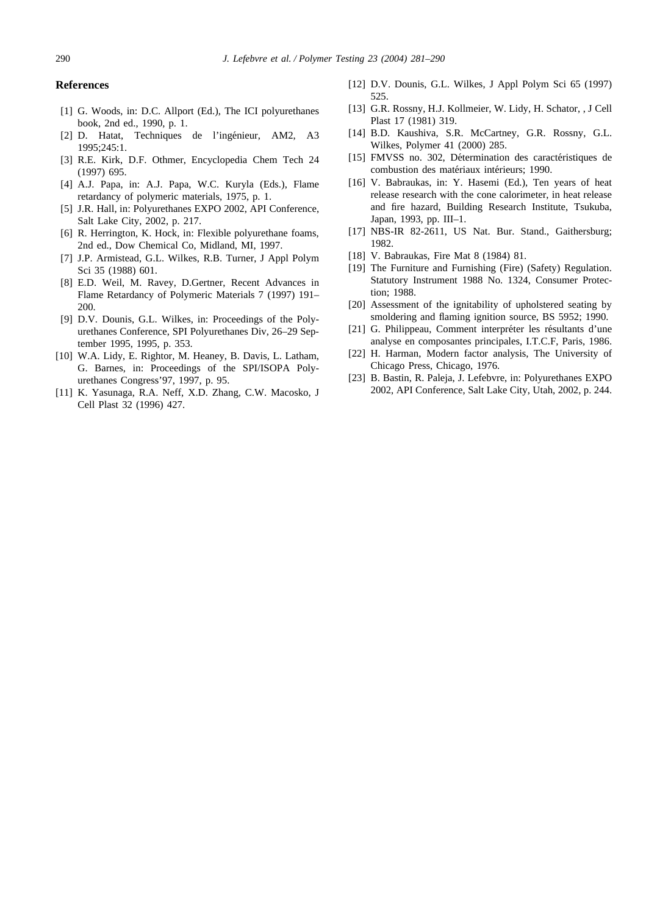## References

[1] G. Woods, in: D.C. Allport (Ed.), The ICI polyurethanes book, 2nd ed., 1990, p. 1.

[2] D. Hatat, Techniques de l'ingénieur, AM2, A3 1995;245:1.

[3] R.E. Kirk, D.F. Othmer, Encyclopedia Chem Tech 24 (1997) 695.

[4] A.J. Papa, in: A.J. Papa, W.C. Kuryla (Eds.), Flame retardancy of polymeric materials, 1975, p. 1.

[5] J.R. Hall, in: Polyurethanes EXPO 2002, API Conference, Salt Lake City, 2002, p. 217.

[6] R. Herrington, K. Hock, in: Flexible polyurethane foams, 2nd ed., Dow Chemical Co, Midland, MI, 1997.

[7] J.P. Armistead, G.L. Wilkes, R.B. Turner, J Appl Polym Sci 35 (1988) 601.

[8] E.D. Weil, M. Ravey, D.Gertner, Recent Advances in Flame Retardancy of Polymeric Materials 7 (1997) 191–200.

[9] D.V. Dounis, G.L. Wilkes, in: Proceedings of the Polyurethanes Conference, SPI Polyurethanes Div, 26–29 September 1995, 1995, p. 353.

[10] W.A. Lidy, E. Rightor, M. Heaney, B. Davis, L. Latham, G. Barnes, in: Proceedings of the SPI/ISOPA Polyurethanes Congress'97, 1997, p. 95.

[11] K. Yasunaga, R.A. Neff, X.D. Zhang, C.W. Macosko, J Cell Plast 32 (1996) 427.

[12] D.V. Dounis, G.L. Wilkes, J Appl Polym Sci 65 (1997) 525.

[13] G.R. Rossny, H.J. Kollmeier, W. Lidy, H. Schator, , J Cell Plast 17 (1981) 319.

[14] B.D. Kaushiva, S.R. McCartney, G.R. Rossny, G.L. Wilkes, Polymer 41 (2000) 285.

[15] FMVSS no. 302, Détermination des caractéristiques de combustion des matériaux intérieurs; 1990.

[16] V. Babraukas, in: Y. Hasemi (Ed.), Ten years of heat release research with the cone calorimeter, in heat release and fire hazard, Building Research Institute, Tsukuba, Japan, 1993, pp. III–1.

[17] NBS-IR 82-2611, US Nat. Bur. Stand., Gaithersburg; 1982.

[18] V. Babraukas, Fire Mat 8 (1984) 81.

[19] The Furniture and Furnishing (Fire) (Safety) Regulation. Statutory Instrument 1988 No. 1324, Consumer Protection; 1988.

[20] Assessment of the ignitability of upholstered seating by smoldering and flaming ignition source, BS 5952; 1990.

[21] G. Philippeau, Comment interpréter les résultants d'une analyse en composantes principales, I.T.C.F, Paris, 1986.

[22] H. Harman, Modern factor analysis, The University of Chicago Press, Chicago, 1976.

[23] B. Bastin, R. Paleja, J. Lefebvre, in: Polyurethanes EXPO 2002, API Conference, Salt Lake City, Utah, 2002, p. 244.